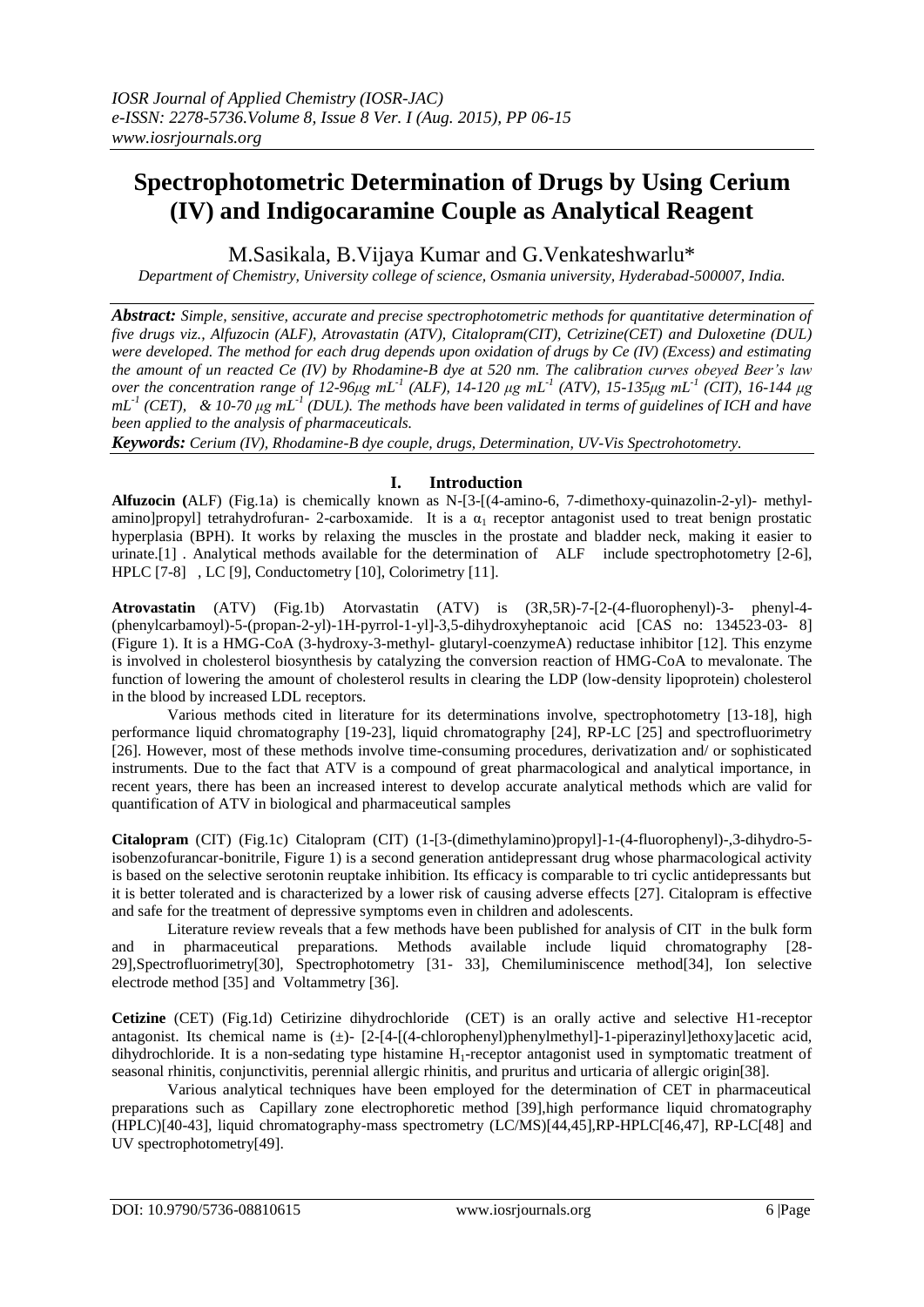# Spectrophotometric Determination of Drugs by Using Cerium (IV) and Indigocaramine Couple as Analytical Reagent

M.Sasikala, B.Vijaya Kumar and G.Venkateshwarlu*

*Department of Chemistry, University college of science, Osmania university, Hyderabad-500007, India.*

***Abstract:*** *Simple, sensitive, accurate and precise spectrophotometric methods for quantitative determination of five drugs viz., Alfuzocin (ALF), Atrovastatin (ATV), Citalopram(CIT), Cetrizine(CET) and Duloxetine (DUL) were developed. The method for each drug depends upon oxidation of drugs by Ce (IV) (Excess) and estimating the amount of un reacted Ce (IV) by Rhodamine-B dye at 520 nm. The calibration curves obeyed Beer's law over the concentration range of 12-96μg $mL^{-1}$ (ALF), 14-120 μg $mL^{-1}$ (ATV), 15-135μg $mL^{-1}$ (CIT), 16-144 μg $mL^{-1}$ (CET), & 10-70 μg $mL^{-1}$ (DUL). The methods have been validated in terms of guidelines of ICH and have been applied to the analysis of pharmaceuticals.*

***Keywords:*** *Cerium (IV), Rhodamine-B dye couple, drugs, Determination, UV-Vis Spectrohotometry.*

## I. Introduction

**Alfuzocin (**ALF) (Fig.1a) is chemically known as N-[3-[(4-amino-6, 7-dimethoxy-quinazolin-2-yl)- methyl-amino]propyl] tetrahydrofuran- 2-carboxamide. It is a $\alpha_1$ receptor antagonist used to treat benign prostatic hyperplasia (BPH). It works by relaxing the muscles in the prostate and bladder neck, making it easier to urinate.[1] . Analytical methods available for the determination of ALF include spectrophotometry [2-6], HPLC [7-8] , LC [9], Conductometry [10], Colorimetry [11].

**Atrovastatin** (ATV) (Fig.1b) Atorvastatin (ATV) is (3R,5R)-7-[2-(4-fluorophenyl)-3- phenyl-4-(phenylcarbamoyl)-5-(propan-2-yl)-1H-pyrrol-1-yl]-3,5-dihydroxyheptanoic acid [CAS no: 134523-03- 8] (Figure 1). It is a HMG-CoA (3-hydroxy-3-methyl- glutaryl-coenzymeA) reductase inhibitor [12]. This enzyme is involved in cholesterol biosynthesis by catalyzing the conversion reaction of HMG-CoA to mevalonate. The function of lowering the amount of cholesterol results in clearing the LDP (low-density lipoprotein) cholesterol in the blood by increased LDL receptors.

Various methods cited in literature for its determinations involve, spectrophotometry [13-18], high performance liquid chromatography [19-23], liquid chromatography [24], RP-LC [25] and spectrofluorimetry [26]. However, most of these methods involve time-consuming procedures, derivatization and/ or sophisticated instruments. Due to the fact that ATV is a compound of great pharmacological and analytical importance, in recent years, there has been an increased interest to develop accurate analytical methods which are valid for quantification of ATV in biological and pharmaceutical samples

**Citalopram** (CIT) (Fig.1c) Citalopram (CIT) (1-[3-(dimethylamino)propyl]-1-(4-fluorophenyl)-,3-dihydro-5-isobenzofurancar-bonitrile, Figure 1) is a second generation antidepressant drug whose pharmacological activity is based on the selective serotonin reuptake inhibition. Its efficacy is comparable to tri cyclic antidepressants but it is better tolerated and is characterized by a lower risk of causing adverse effects [27]. Citalopram is effective and safe for the treatment of depressive symptoms even in children and adolescents.

Literature review reveals that a few methods have been published for analysis of CIT in the bulk form and in pharmaceutical preparations. Methods available include liquid chromatography [28-29],Spectrofluorimetry[30], Spectrophotometry [31- 33], Chemiluminiscence method[34], Ion selective electrode method [35] and Voltammetry [36].

**Cetizine** (CET) (Fig.1d) Cetirizine dihydrochloride (CET) is an orally active and selective H1-receptor antagonist. Its chemical name is (±)- [2-[4-[(4-chlorophenyl)phenylmethyl]-1-piperazinyl]ethoxy]acetic acid, dihydrochloride. It is a non-sedating type histamine $H_1$-receptor antagonist used in symptomatic treatment of seasonal rhinitis, conjunctivitis, perennial allergic rhinitis, and pruritus and urticaria of allergic origin[38].

Various analytical techniques have been employed for the determination of CET in pharmaceutical preparations such as Capillary zone electrophoretic method [39],high performance liquid chromatography (HPLC)[40-43], liquid chromatography-mass spectrometry (LC/MS)[44,45],RP-HPLC[46,47], RP-LC[48] and UV spectrophotometry[49].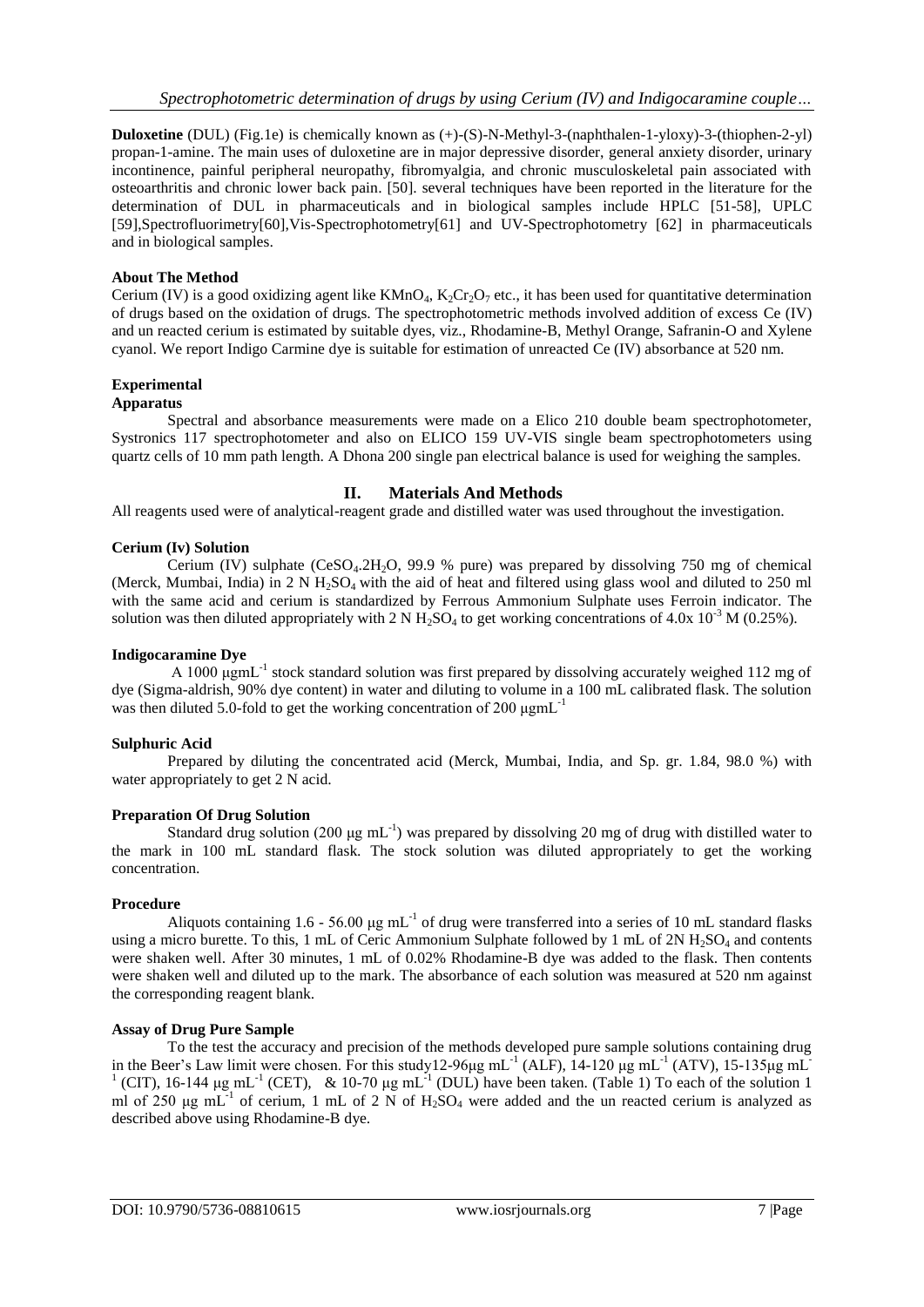**Duloxetine** (DUL) (Fig.1e) is chemically known as (+)-(S)-N-Methyl-3-(naphthalen-1-yloxy)-3-(thiophen-2-yl) propan-1-amine. The main uses of duloxetine are in major depressive disorder, general anxiety disorder, urinary incontinence, painful peripheral neuropathy, fibromyalgia, and chronic musculoskeletal pain associated with osteoarthritis and chronic lower back pain. [50]. several techniques have been reported in the literature for the determination of DUL in pharmaceuticals and in biological samples include HPLC [51-58], UPLC [59],Spectrofluorimetry[60],Vis-Spectrophotometry[61] and UV-Spectrophotometry [62] in pharmaceuticals and in biological samples.

### About The Method

Cerium (IV) is a good oxidizing agent like $KMnO_4$, $K_2Cr_2O_7$ etc., it has been used for quantitative determination of drugs based on the oxidation of drugs. The spectrophotometric methods involved addition of excess Ce (IV) and un reacted cerium is estimated by suitable dyes, viz., Rhodamine-B, Methyl Orange, Safranin-O and Xylene cyanol. We report Indigo Carmine dye is suitable for estimation of unreacted Ce (IV) absorbance at 520 nm.

### Experimental

#### Apparatus

Spectral and absorbance measurements were made on a Elico 210 double beam spectrophotometer, Systronics 117 spectrophotometer and also on ELICO 159 UV-VIS single beam spectrophotometers using quartz cells of 10 mm path length. A Dhona 200 single pan electrical balance is used for weighing the samples.

## II. Materials And Methods

All reagents used were of analytical-reagent grade and distilled water was used throughout the investigation.

#### Cerium (Iv) Solution

Cerium (IV) sulphate ($CeSO_4.2H_2O$, 99.9 % pure) was prepared by dissolving 750 mg of chemical (Merck, Mumbai, India) in 2 N $H_2SO_4$ with the aid of heat and filtered using glass wool and diluted to 250 ml with the same acid and cerium is standardized by Ferrous Ammonium Sulphate uses Ferroin indicator. The solution was then diluted appropriately with 2 N $H_2SO_4$ to get working concentrations of $4.0\text{x}\ 10^{-3}$ M (0.25%).

#### Indigocaramine Dye

A 1000 $\mu gmL^{-1}$ stock standard solution was first prepared by dissolving accurately weighed 112 mg of dye (Sigma-aldrish, 90% dye content) in water and diluting to volume in a 100 mL calibrated flask. The solution was then diluted 5.0-fold to get the working concentration of 200 $\mu gmL^{-1}$

#### Sulphuric Acid

Prepared by diluting the concentrated acid (Merck, Mumbai, India, and Sp. gr. 1.84, 98.0 %) with water appropriately to get 2 N acid.

#### Preparation Of Drug Solution

Standard drug solution (200 $\mu g\ mL^{-1}$) was prepared by dissolving 20 mg of drug with distilled water to the mark in 100 mL standard flask. The stock solution was diluted appropriately to get the working concentration.

#### Procedure

Aliquots containing 1.6 - 56.00 $\mu g\ mL^{-1}$ of drug were transferred into a series of 10 mL standard flasks using a micro burette. To this, 1 mL of Ceric Ammonium Sulphate followed by 1 mL of 2N $H_2SO_4$ and contents were shaken well. After 30 minutes, 1 mL of 0.02% Rhodamine-B dye was added to the flask. Then contents were shaken well and diluted up to the mark. The absorbance of each solution was measured at 520 nm against the corresponding reagent blank.

#### Assay of Drug Pure Sample

To the test the accuracy and precision of the methods developed pure sample solutions containing drug in the Beer's Law limit were chosen. For this study12-96$\mu g\ mL^{-1}$ (ALF), 14-120 $\mu g\ mL^{-1}$ (ATV), 15-135$\mu g\ mL^{-1}$ (CIT), 16-144 $\mu g\ mL^{-1}$ (CET), & 10-70 $\mu g\ mL^{-1}$ (DUL) have been taken. (Table 1) To each of the solution 1 ml of 250 $\mu g\ mL^{-1}$ of cerium, 1 mL of 2 N of $H_2SO_4$ were added and the un reacted cerium is analyzed as described above using Rhodamine-B dye.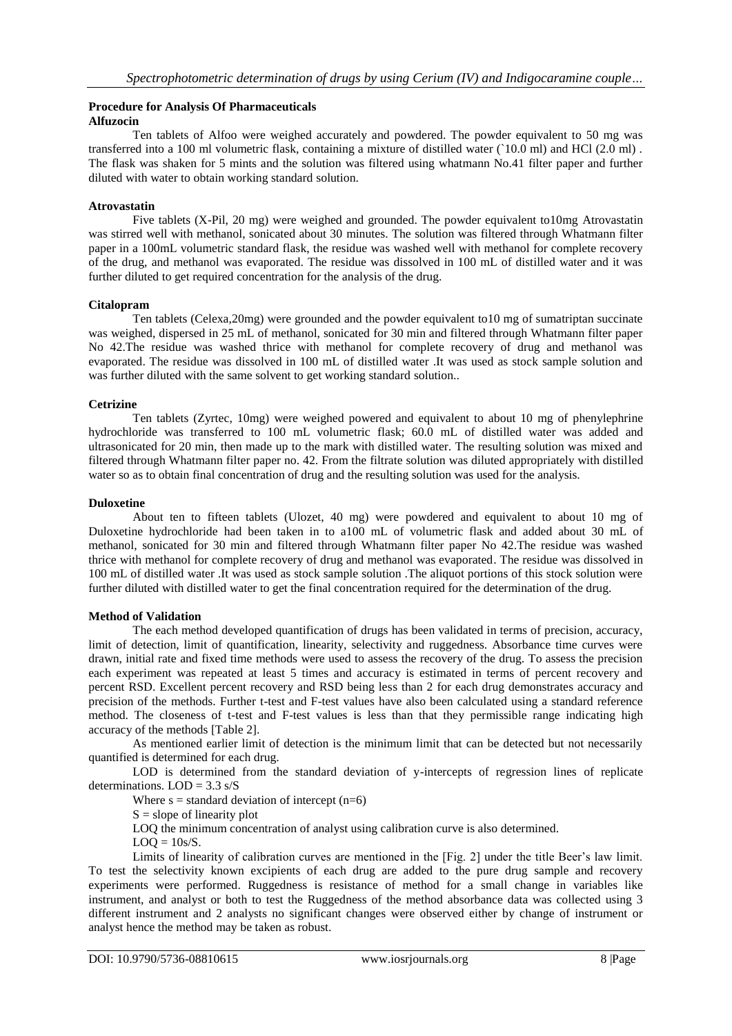### Procedure for Analysis Of Pharmaceuticals

**Alfuzocin**

Ten tablets of Alfoo were weighed accurately and powdered. The powder equivalent to 50 mg was transferred into a 100 ml volumetric flask, containing a mixture of distilled water (`10.0 ml) and HCl (2.0 ml) . The flask was shaken for 5 mints and the solution was filtered using whatmann No.41 filter paper and further diluted with water to obtain working standard solution.

**Atrovastatin**

Five tablets (X-Pil, 20 mg) were weighed and grounded. The powder equivalent to10mg Atrovastatin was stirred well with methanol, sonicated about 30 minutes. The solution was filtered through Whatmann filter paper in a 100mL volumetric standard flask, the residue was washed well with methanol for complete recovery of the drug, and methanol was evaporated. The residue was dissolved in 100 mL of distilled water and it was further diluted to get required concentration for the analysis of the drug.

**Citalopram**

Ten tablets (Celexa,20mg) were grounded and the powder equivalent to10 mg of sumatriptan succinate was weighed, dispersed in 25 mL of methanol, sonicated for 30 min and filtered through Whatmann filter paper No 42.The residue was washed thrice with methanol for complete recovery of drug and methanol was evaporated. The residue was dissolved in 100 mL of distilled water .It was used as stock sample solution and was further diluted with the same solvent to get working standard solution..

**Cetrizine**

Ten tablets (Zyrtec, 10mg) were weighed powered and equivalent to about 10 mg of phenylephrine hydrochloride was transferred to 100 mL volumetric flask; 60.0 mL of distilled water was added and ultrasonicated for 20 min, then made up to the mark with distilled water. The resulting solution was mixed and filtered through Whatmann filter paper no. 42. From the filtrate solution was diluted appropriately with distilled water so as to obtain final concentration of drug and the resulting solution was used for the analysis.

**Duloxetine**

About ten to fifteen tablets (Ulozet, 40 mg) were powdered and equivalent to about 10 mg of Duloxetine hydrochloride had been taken in to a100 mL of volumetric flask and added about 30 mL of methanol, sonicated for 30 min and filtered through Whatmann filter paper No 42.The residue was washed thrice with methanol for complete recovery of drug and methanol was evaporated. The residue was dissolved in 100 mL of distilled water .It was used as stock sample solution .The aliquot portions of this stock solution were further diluted with distilled water to get the final concentration required for the determination of the drug.

### Method of Validation

The each method developed quantification of drugs has been validated in terms of precision, accuracy, limit of detection, limit of quantification, linearity, selectivity and ruggedness. Absorbance time curves were drawn, initial rate and fixed time methods were used to assess the recovery of the drug. To assess the precision each experiment was repeated at least 5 times and accuracy is estimated in terms of percent recovery and percent RSD. Excellent percent recovery and RSD being less than 2 for each drug demonstrates accuracy and precision of the methods. Further t-test and F-test values have also been calculated using a standard reference method. The closeness of t-test and F-test values is less than that they permissible range indicating high accuracy of the methods [Table 2].

As mentioned earlier limit of detection is the minimum limit that can be detected but not necessarily quantified is determined for each drug.

LOD is determined from the standard deviation of y-intercepts of regression lines of replicate determinations. $LOD = 3.3\ s/S$

Where s = standard deviation of intercept (n=6)

S = slope of linearity plot

LOQ the minimum concentration of analyst using calibration curve is also determined.

$LOQ = 10s/S$.

Limits of linearity of calibration curves are mentioned in the [Fig. 2] under the title Beer's law limit. To test the selectivity known excipients of each drug are added to the pure drug sample and recovery experiments were performed. Ruggedness is resistance of method for a small change in variables like instrument, and analyst or both to test the Ruggedness of the method absorbance data was collected using 3 different instrument and 2 analysts no significant changes were observed either by change of instrument or analyst hence the method may be taken as robust.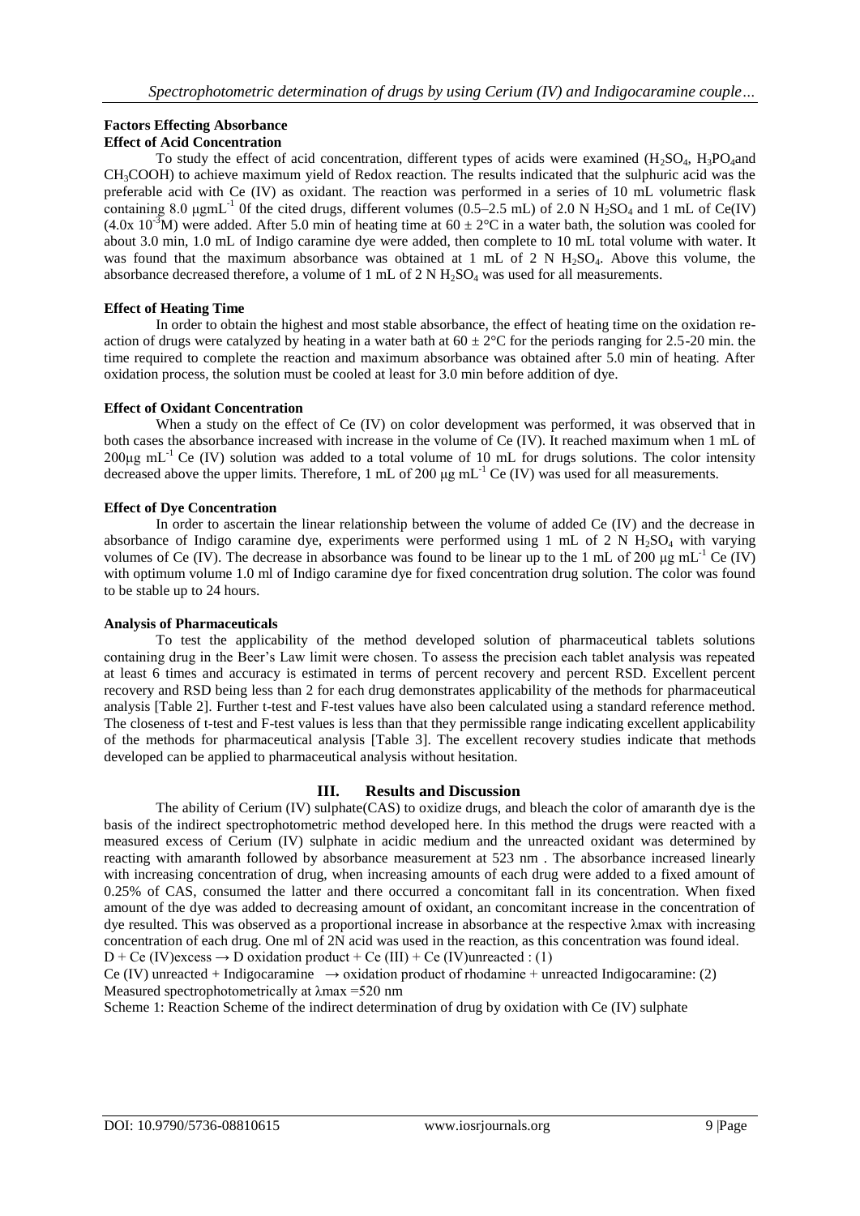### Factors Effecting Absorbance

#### Effect of Acid Concentration

To study the effect of acid concentration, different types of acids were examined ($H_2SO_4$, $H_3PO_4$and $CH_3COOH$) to achieve maximum yield of Redox reaction. The results indicated that the sulphuric acid was the preferable acid with Ce (IV) as oxidant. The reaction was performed in a series of 10 mL volumetric flask containing 8.0 μgmL$^{-1}$ 0f the cited drugs, different volumes (0.5–2.5 mL) of 2.0 N $H_2SO_4$ and 1 mL of Ce(IV) (4.0x 10$^{-3}$M) were added. After 5.0 min of heating time at 60 ± 2°C in a water bath, the solution was cooled for about 3.0 min, 1.0 mL of Indigo caramine dye were added, then complete to 10 mL total volume with water. It was found that the maximum absorbance was obtained at 1 mL of 2 N $H_2SO_4$. Above this volume, the absorbance decreased therefore, a volume of 1 mL of 2 N $H_2SO_4$ was used for all measurements.

#### Effect of Heating Time

In order to obtain the highest and most stable absorbance, the effect of heating time on the oxidation reaction of drugs were catalyzed by heating in a water bath at 60 ± 2°C for the periods ranging for 2.5-20 min. the time required to complete the reaction and maximum absorbance was obtained after 5.0 min of heating. After oxidation process, the solution must be cooled at least for 3.0 min before addition of dye.

#### Effect of Oxidant Concentration

When a study on the effect of Ce (IV) on color development was performed, it was observed that in both cases the absorbance increased with increase in the volume of Ce (IV). It reached maximum when 1 mL of 200μg mL$^{-1}$ Ce (IV) solution was added to a total volume of 10 mL for drugs solutions. The color intensity decreased above the upper limits. Therefore, 1 mL of 200 μg mL$^{-1}$ Ce (IV) was used for all measurements.

#### Effect of Dye Concentration

In order to ascertain the linear relationship between the volume of added Ce (IV) and the decrease in absorbance of Indigo caramine dye, experiments were performed using 1 mL of 2 N $H_2SO_4$ with varying volumes of Ce (IV). The decrease in absorbance was found to be linear up to the 1 mL of 200 μg mL$^{-1}$ Ce (IV) with optimum volume 1.0 ml of Indigo caramine dye for fixed concentration drug solution. The color was found to be stable up to 24 hours.

#### Analysis of Pharmaceuticals

To test the applicability of the method developed solution of pharmaceutical tablets solutions containing drug in the Beer's Law limit were chosen. To assess the precision each tablet analysis was repeated at least 6 times and accuracy is estimated in terms of percent recovery and percent RSD. Excellent percent recovery and RSD being less than 2 for each drug demonstrates applicability of the methods for pharmaceutical analysis [Table 2]. Further t-test and F-test values have also been calculated using a standard reference method. The closeness of t-test and F-test values is less than that they permissible range indicating excellent applicability of the methods for pharmaceutical analysis [Table 3]. The excellent recovery studies indicate that methods developed can be applied to pharmaceutical analysis without hesitation.

## III. Results and Discussion

The ability of Cerium (IV) sulphate(CAS) to oxidize drugs, and bleach the color of amaranth dye is the basis of the indirect spectrophotometric method developed here. In this method the drugs were reacted with a measured excess of Cerium (IV) sulphate in acidic medium and the unreacted oxidant was determined by reacting with amaranth followed by absorbance measurement at 523 nm . The absorbance increased linearly with increasing concentration of drug, when increasing amounts of each drug were added to a fixed amount of 0.25% of CAS, consumed the latter and there occurred a concomitant fall in its concentration. When fixed amount of the dye was added to decreasing amount of oxidant, an concomitant increase in the concentration of dye resulted. This was observed as a proportional increase in absorbance at the respective λmax with increasing concentration of each drug. One ml of 2N acid was used in the reaction, as this concentration was found ideal.

D + Ce (IV)excess → D oxidation product + Ce (III) + Ce (IV)unreacted : (1)

Ce (IV) unreacted + Indigocaramine → oxidation product of rhodamine + unreacted Indigocaramine: (2)

Measured spectrophotometrically at λmax =520 nm

Scheme 1: Reaction Scheme of the indirect determination of drug by oxidation with Ce (IV) sulphate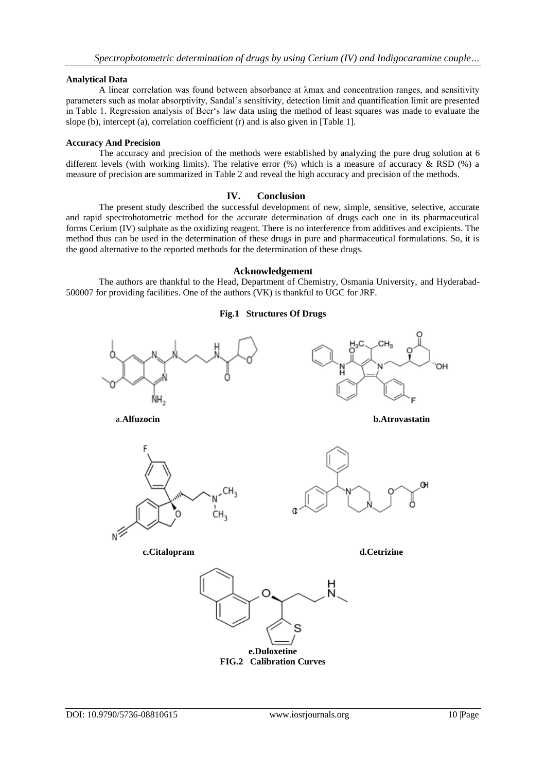#### Analytical Data

A linear correlation was found between absorbance at λmax and concentration ranges, and sensitivity parameters such as molar absorptivity, Sandal's sensitivity, detection limit and quantification limit are presented in Table 1. Regression analysis of Beer's law data using the method of least squares was made to evaluate the slope (b), intercept (a), correlation coefficient (r) and is also given in [Table 1].

#### Accuracy And Precision

The accuracy and precision of the methods were established by analyzing the pure drug solution at 6 different levels (with working limits). The relative error (%) which is a measure of accuracy & RSD (%) a measure of precision are summarized in Table 2 and reveal the high accuracy and precision of the methods.

## IV. Conclusion

The present study described the successful development of new, simple, sensitive, selective, accurate and rapid spectrohotometric method for the accurate determination of drugs each one in its pharmaceutical forms Cerium (IV) sulphate as the oxidizing reagent. There is no interference from additives and excipients. The method thus can be used in the determination of these drugs in pure and pharmaceutical formulations. So, it is the good alternative to the reported methods for the determination of these drugs.

### Acknowledgement

The authors are thankful to the Head, Department of Chemistry, Osmania University, and Hyderabad-500007 for providing facilities. One of the authors (VK) is thankful to UGC for JRF.

**Fig.1 Structures Of Drugs**

a.**Alfuzocin**

**b.Atrovastatin**

**c.Citalopram**

**d.Cetrizine**

**e.Duloxetine**

**FIG.2 Calibration Curves**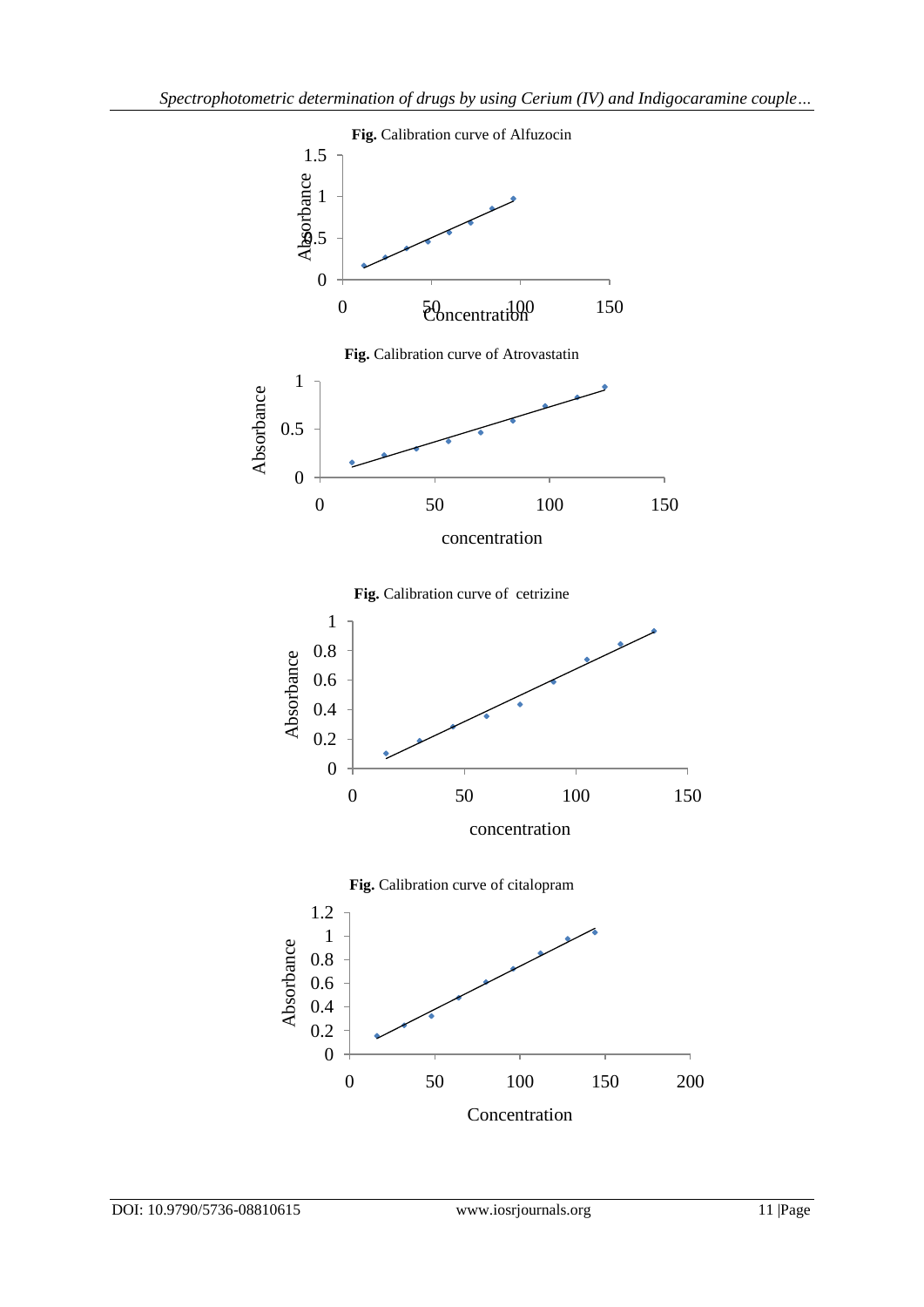**Fig.** Calibration curve of Alfuzocin

**Fig.** Calibration curve of Atrovastatin

**Fig.** Calibration curve of cetrizine

**Fig.** Calibration curve of citalopram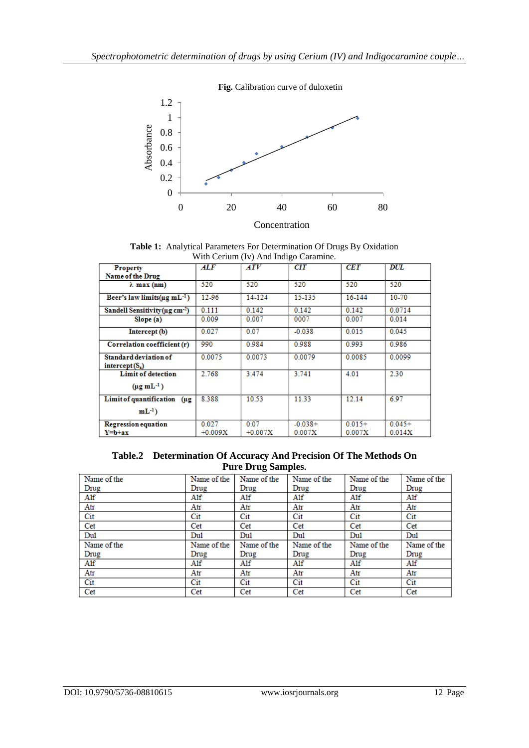**Fig.** Calibration curve of duloxetin

**Table 1:** Analytical Parameters For Determination Of Drugs By Oxidation With Cerium (Iv) And Indigo Caramine.

| Property Name of the Drug | ALF | ATV | CIT | CET | DUL |
|---|---|---|---|---|---|
| λ max (nm) | 520 | 520 | 520 | 520 | 520 |
| Beer's law limits(μg mL$^{-1}$) | 12-96 | 14-124 | 15-135 | 16-144 | 10-70 |
| Sandell Sensitivity(μg cm$^{-2}$) | 0.111 | 0.142 | 0.142 | 0.142 | 0.0714 |
| Slope (a) | 0.009 | 0.007 | 0007 | 0.007 | 0.014 |
| Intercept (b) | 0.027 | 0.07 | -0.038 | 0.015 | 0.045 |
| Correlation coefficient (r) | 990 | 0.984 | 0.988 | 0.993 | 0.986 |
| Standard deviation of intercept ($S_a$) | 0.0075 | 0.0073 | 0.0079 | 0.0085 | 0.0099 |
| Limit of detection (μg mL$^{-1}$) | 2.768 | 3.474 | 3.741 | 4.01 | 2.30 |
| Limit of quantification (μg mL$^{-1}$) | 8.388 | 10.53 | 11.33 | 12.14 | 6.97 |
| Regression equation Y=b+ax | 0.027 +0.009X | 0.07 +0.007X | -0.038+ 0.007X | 0.015+ 0.007X | 0.045+ 0.014X |

**Table.2 Determination Of Accuracy And Precision Of The Methods On Pure Drug Samples.**

| Name of the Drug | Name of the Drug | Name of the Drug | Name of the Drug | Name of the Drug | Name of the Drug |
|---|---|---|---|---|---|
| Alf | Alf | Alf | Alf | Alf | Alf |
| Atr | Atr | Atr | Atr | Atr | Atr |
| Cit | Cit | Cit | Cit | Cit | Cit |
| Cet | Cet | Cet | Cet | Cet | Cet |
| Dul | Dul | Dul | Dul | Dul | Dul |
| Name of the Drug | Name of the Drug | Name of the Drug | Name of the Drug | Name of the Drug | Name of the Drug |
| Alf | Alf | Alf | Alf | Alf | Alf |
| Atr | Atr | Atr | Atr | Atr | Atr |
| Cit | Cit | Cit | Cit | Cit | Cit |
| Cet | Cet | Cet | Cet | Cet | Cet |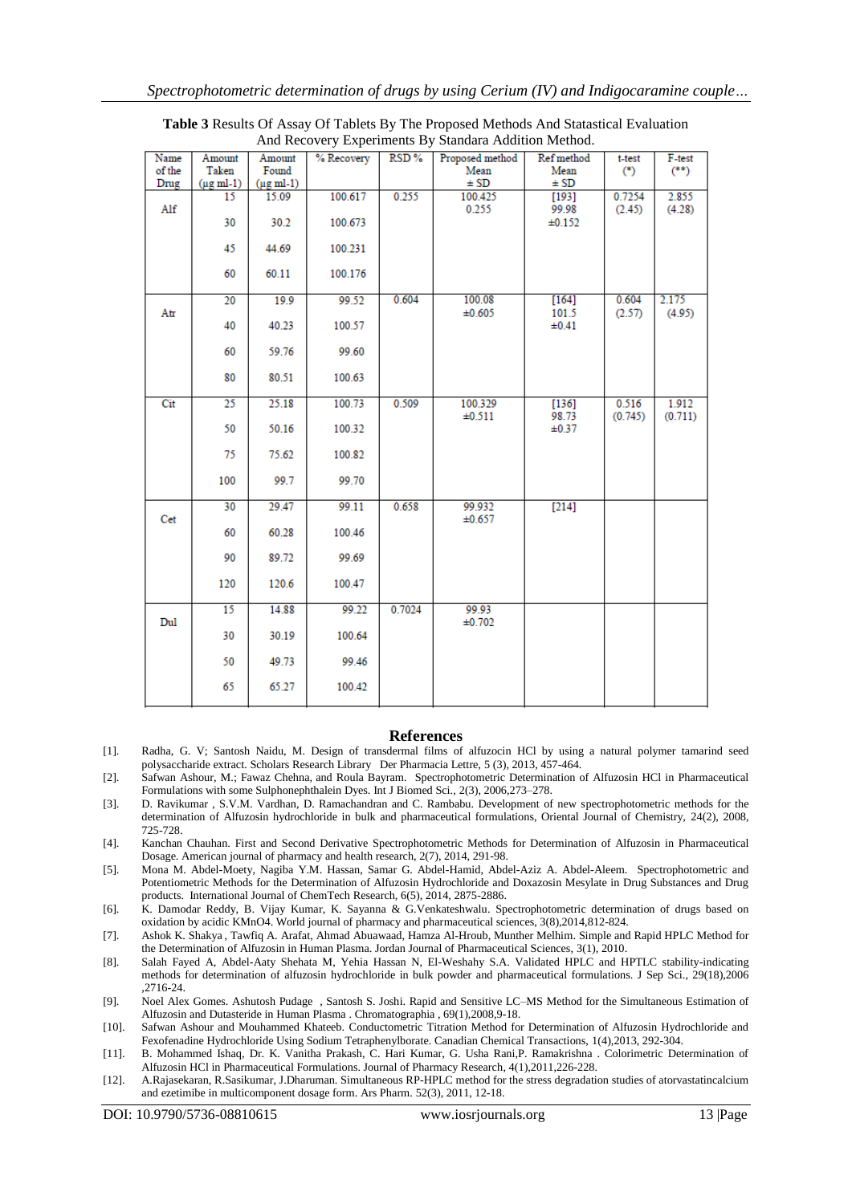**Table 3** Results Of Assay Of Tablets By The Proposed Methods And Statastical Evaluation And Recovery Experiments By Standara Addition Method.

| Name of the Drug | Amount Taken (µg ml-1) | Amount Found (µg ml-1) | % Recovery | RSD % | Proposed method Mean ± SD | Ref method Mean ± SD | t-test (*) | F-test (**) |
|---|---|---|---|---|---|---|---|---|
| Alf | 15 | 15.09 | 100.617 | 0.255 | 100.425 0.255 | [193] 99.98 ±0.152 | 0.7254 (2.45) | 2.855 (4.28) |
| | 30 | 30.2 | 100.673 | | | | | |
| | 45 | 44.69 | 100.231 | | | | | |
| | 60 | 60.11 | 100.176 | | | | | |
| Atr | 20 | 19.9 | 99.52 | 0.604 | 100.08 ±0.605 | [164] 101.5 ±0.41 | 0.604 (2.57) | 2.175 (4.95) |
| | 40 | 40.23 | 100.57 | | | | | |
| | 60 | 59.76 | 99.60 | | | | | |
| | 80 | 80.51 | 100.63 | | | | | |
| Cit | 25 | 25.18 | 100.73 | 0.509 | 100.329 ±0.511 | [136] 98.73 ±0.37 | 0.516 (0.745) | 1.912 (0.711) |
| | 50 | 50.16 | 100.32 | | | | | |
| | 75 | 75.62 | 100.82 | | | | | |
| | 100 | 99.7 | 99.70 | | | | | |
| Cet | 30 | 29.47 | 99.11 | 0.658 | 99.932 ±0.657 | [214] | | |
| | 60 | 60.28 | 100.46 | | | | | |
| | 90 | 89.72 | 99.69 | | | | | |
| | 120 | 120.6 | 100.47 | | | | | |
| Dul | 15 | 14.88 | 99.22 | 0.7024 | 99.93 ±0.702 | | | |
| | 30 | 30.19 | 100.64 | | | | | |
| | 50 | 49.73 | 99.46 | | | | | |
| | 65 | 65.27 | 100.42 | | | | | |

## References

[1]. Radha, G. V; Santosh Naidu, M. Design of transdermal films of alfuzocin HCl by using a natural polymer tamarind seed polysaccharide extract. Scholars Research Library Der Pharmacia Lettre, 5 (3), 2013, 457-464.

[2]. Safwan Ashour, M.; Fawaz Chehna, and Roula Bayram. Spectrophotometric Determination of Alfuzosin HCl in Pharmaceutical Formulations with some Sulphonephthalein Dyes. Int J Biomed Sci., 2(3), 2006,273–278.

[3]. D. Ravikumar , S.V.M. Vardhan, D. Ramachandran and C. Rambabu. Development of new spectrophotometric methods for the determination of Alfuzosin hydrochloride in bulk and pharmaceutical formulations, Oriental Journal of Chemistry, 24(2), 2008, 725-728.

[4]. Kanchan Chauhan. First and Second Derivative Spectrophotometric Methods for Determination of Alfuzosin in Pharmaceutical Dosage. American journal of pharmacy and health research, 2(7), 2014, 291-98.

[5]. Mona M. Abdel-Moety, Nagiba Y.M. Hassan, Samar G. Abdel-Hamid, Abdel-Aziz A. Abdel-Aleem. Spectrophotometric and Potentiometric Methods for the Determination of Alfuzosin Hydrochloride and Doxazosin Mesylate in Drug Substances and Drug products. International Journal of ChemTech Research, 6(5), 2014, 2875-2886.

[6]. K. Damodar Reddy, B. Vijay Kumar, K. Sayanna & G.Venkateshwalu. Spectrophotometric determination of drugs based on oxidation by acidic KMnO4. World journal of pharmacy and pharmaceutical sciences, 3(8),2014,812-824.

[7]. Ashok K. Shakya , Tawfiq A. Arafat, Ahmad Abuawaad, Hamza Al-Hroub, Munther Melhim. Simple and Rapid HPLC Method for the Determination of Alfuzosin in Human Plasma. Jordan Journal of Pharmaceutical Sciences, 3(1), 2010.

[8]. Salah Fayed A, Abdel-Aaty Shehata M, Yehia Hassan N, El-Weshahy S.A. Validated HPLC and HPTLC stability-indicating methods for determination of alfuzosin hydrochloride in bulk powder and pharmaceutical formulations. J Sep Sci., 29(18),2006 ,2716-24.

[9]. Noel Alex Gomes. Ashutosh Pudage , Santosh S. Joshi. Rapid and Sensitive LC–MS Method for the Simultaneous Estimation of Alfuzosin and Dutasteride in Human Plasma . Chromatographia , 69(1),2008,9-18.

[10]. Safwan Ashour and Mouhammed Khateeb. Conductometric Titration Method for Determination of Alfuzosin Hydrochloride and Fexofenadine Hydrochloride Using Sodium Tetraphenylborate. Canadian Chemical Transactions, 1(4),2013, 292-304.

[11]. B. Mohammed Ishaq, Dr. K. Vanitha Prakash, C. Hari Kumar, G. Usha Rani,P. Ramakrishna . Colorimetric Determination of Alfuzosin HCl in Pharmaceutical Formulations. Journal of Pharmacy Research, 4(1),2011,226-228.

[12]. A.Rajasekaran, R.Sasikumar, J.Dharuman. Simultaneous RP-HPLC method for the stress degradation studies of atorvastatincalcium and ezetimibe in multicomponent dosage form. Ars Pharm. 52(3), 2011, 12-18.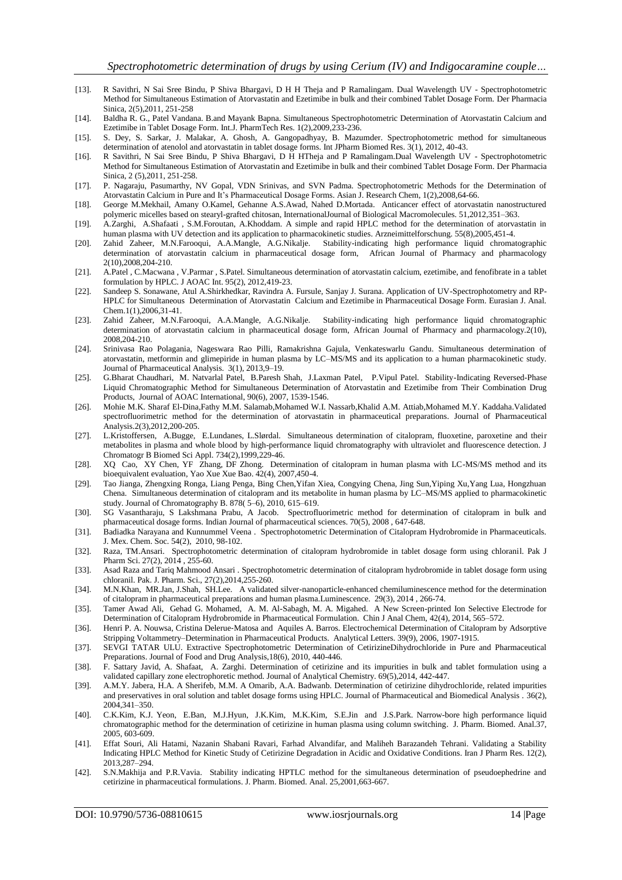[13]. R Savithri, N Sai Sree Bindu, P Shiva Bhargavi, D H H Theja and P Ramalingam. Dual Wavelength UV - Spectrophotometric Method for Simultaneous Estimation of Atorvastatin and Ezetimibe in bulk and their combined Tablet Dosage Form. Der Pharmacia Sinica, 2(5),2011, 251-258

[14]. Baldha R. G., Patel Vandana. B.and Mayank Bapna. Simultaneous Spectrophotometric Determination of Atorvastatin Calcium and Ezetimibe in Tablet Dosage Form. Int.J. PharmTech Res. 1(2),2009,233-236.

[15]. S. Dey, S. Sarkar, J. Malakar, A. Ghosh, A. Gangopadhyay, B. Mazumder. Spectrophotometric method for simultaneous determination of atenolol and atorvastatin in tablet dosage forms. Int JPharm Biomed Res. 3(1), 2012, 40-43.

[16]. R Savithri, N Sai Sree Bindu, P Shiva Bhargavi, D H HTheja and P Ramalingam.Dual Wavelength UV - Spectrophotometric Method for Simultaneous Estimation of Atorvastatin and Ezetimibe in bulk and their combined Tablet Dosage Form. Der Pharmacia Sinica, 2 (5),2011, 251-258.

[17]. P. Nagaraju, Pasumarthy, NV Gopal, VDN Srinivas, and SVN Padma. Spectrophotometric Methods for the Determination of Atorvastatin Calcium in Pure and It's Pharmaceutical Dosage Forms. Asian J. Research Chem, 1(2),2008,64-66.

[18]. George M.Mekhail, Amany O.Kamel, Gehanne A.S.Awad, Nahed D.Mortada. Anticancer effect of atorvastatin nanostructured polymeric micelles based on stearyl-grafted chitosan, InternationalJournal of Biological Macromolecules. 51,2012,351–363.

[19]. A.Zarghi, A.Shafaati , S.M.Foroutan, A.Khoddam. A simple and rapid HPLC method for the determination of atorvastatin in human plasma with UV detection and its application to pharmacokinetic studies. Arzneimittelforschung. 55(8),2005,451-4.

[20]. Zahid Zaheer, M.N.Farooqui, A.A.Mangle, A.G.Nikalje. Stability-indicating high performance liquid chromatographic determination of atorvastatin calcium in pharmaceutical dosage form, African Journal of Pharmacy and pharmacology 2(10),2008,204-210.

[21]. A.Patel , C.Macwana , V.Parmar , S.Patel. Simultaneous determination of atorvastatin calcium, ezetimibe, and fenofibrate in a tablet formulation by HPLC. J AOAC Int. 95(2), 2012,419-23.

[22]. Sandeep S. Sonawane, Atul A.Shirkhedkar, Ravindra A. Fursule, Sanjay J. Surana. Application of UV-Spectrophotometry and RP-HPLC for Simultaneous Determination of Atorvastatin Calcium and Ezetimibe in Pharmaceutical Dosage Form. Eurasian J. Anal. Chem.1(1),2006,31-41.

[23]. Zahid Zaheer, M.N.Farooqui, A.A.Mangle, A.G.Nikalje. Stability-indicating high performance liquid chromatographic determination of atorvastatin calcium in pharmaceutical dosage form, African Journal of Pharmacy and pharmacology.2(10), 2008,204-210.

[24]. Srinivasa Rao Polagania, Nageswara Rao Pilli, Ramakrishna Gajula, Venkateswarlu Gandu. Simultaneous determination of atorvastatin, metformin and glimepiride in human plasma by LC–MS/MS and its application to a human pharmacokinetic study. Journal of Pharmaceutical Analysis. 3(1), 2013,9–19.

[25]. G.Bharat Chaudhari, M. Natvarlal Patel, B.Paresh Shah, J.Laxman Patel, P.Vipul Patel. Stability-Indicating Reversed-Phase Liquid Chromatographic Method for Simultaneous Determination of Atorvastatin and Ezetimibe from Their Combination Drug Products, Journal of AOAC International, 90(6), 2007, 1539-1546.

[26]. Mohie M.K. Sharaf El-Dina,Fathy M.M. Salamab,Mohamed W.I. Nassarb,Khalid A.M. Attiab,Mohamed M.Y. Kaddaha.Validated spectrofluorimetric method for the determination of atorvastatin in pharmaceutical preparations. Journal of Pharmaceutical Analysis.2(3),2012,200-205.

[27]. L.Kristoffersen, A.Bugge, E.Lundanes, L.Slørdal. Simultaneous determination of citalopram, fluoxetine, paroxetine and their metabolites in plasma and whole blood by high-performance liquid chromatography with ultraviolet and fluorescence detection. J Chromatogr B Biomed Sci Appl. 734(2),1999,229-46.

[28]. XQ Cao, XY Chen, YF Zhang, DF Zhong. Determination of citalopram in human plasma with LC-MS/MS method and its bioequivalent evaluation, Yao Xue Xue Bao. 42(4), 2007,450-4.

[29]. Tao Jianga, Zhengxing Ronga, Liang Penga, Bing Chen,Yifan Xiea, Congying Chena, Jing Sun,Yiping Xu,Yang Lua, Hongzhuan Chena. Simultaneous determination of citalopram and its metabolite in human plasma by LC–MS/MS applied to pharmacokinetic study. Journal of Chromatography B. 878( 5–6), 2010, 615–619.

[30]. SG Vasantharaju, S Lakshmana Prabu, A Jacob. Spectrofluorimetric method for determination of citalopram in bulk and pharmaceutical dosage forms. Indian Journal of pharmaceutical sciences. 70(5), 2008 , 647-648.

[31]. Badiadka Narayana and Kunnummel Veena . Spectrophotometric Determination of Citalopram Hydrobromide in Pharmaceuticals. J. Mex. Chem. Soc. 54(2), 2010, 98-102.

[32]. Raza, TM.Ansari. Spectrophotometric determination of citalopram hydrobromide in tablet dosage form using chloranil. Pak J Pharm Sci. 27(2), 2014 , 255-60.

[33]. Asad Raza and Tariq Mahmood Ansari . Spectrophotometric determination of citalopram hydrobromide in tablet dosage form using chloranil. Pak. J. Pharm. Sci., 27(2),2014,255-260.

[34]. M.N.Khan, MR.Jan, J.Shah, SH.Lee. A validated silver-nanoparticle-enhanced chemiluminescence method for the determination of citalopram in pharmaceutical preparations and human plasma.Luminescence. 29(3), 2014 , 266-74.

[35]. Tamer Awad Ali, Gehad G. Mohamed, A. M. Al-Sabagh, M. A. Migahed. A New Screen-printed Ion Selective Electrode for Determination of Citalopram Hydrobromide in Pharmaceutical Formulation. Chin J Anal Chem, 42(4), 2014, 565–572.

[36]. Henri P. A. Nouwsa, Cristina Delerue-Matosa and Aquiles A. Barros. Electrochemical Determination of Citalopram by Adsorptive Stripping Voltammetry–Determination in Pharmaceutical Products. Analytical Letters. 39(9), 2006, 1907-1915.

[37]. SEVGI TATAR ULU. Extractive Spectrophotometric Determination of CetirizineDihydrochloride in Pure and Pharmaceutical Preparations. Journal of Food and Drug Analysis,18(6), 2010, 440-446.

[38]. F. Sattary Javid, A. Shafaat, A. Zarghi. Determination of cetirizine and its impurities in bulk and tablet formulation using a validated capillary zone electrophoretic method. Journal of Analytical Chemistry. 69(5),2014, 442-447.

[39]. A.M.Y. Jabera, H.A. A Sherifeb, M.M. A Omarib, A.A. Badwanb. Determination of cetirizine dihydrochloride, related impurities and preservatives in oral solution and tablet dosage forms using HPLC. Journal of Pharmaceutical and Biomedical Analysis . 36(2), 2004,341–350.

[40]. C.K.Kim, K.J. Yeon, E.Ban, M.J.Hyun, J.K.Kim, M.K.Kim, S.E.Jin and J.S.Park. Narrow-bore high performance liquid chromatographic method for the determination of cetirizine in human plasma using column switching. J. Pharm. Biomed. Anal.37, 2005, 603-609.

[41]. Effat Souri, Ali Hatami, Nazanin Shabani Ravari, Farhad Alvandifar, and Maliheh Barazandeh Tehrani. Validating a Stability Indicating HPLC Method for Kinetic Study of Cetirizine Degradation in Acidic and Oxidative Conditions. Iran J Pharm Res. 12(2), 2013,287–294.

[42]. S.N.Makhija and P.R.Vavia. Stability indicating HPTLC method for the simultaneous determination of pseudoephedrine and cetirizine in pharmaceutical formulations. J. Pharm. Biomed. Anal. 25,2001,663-667.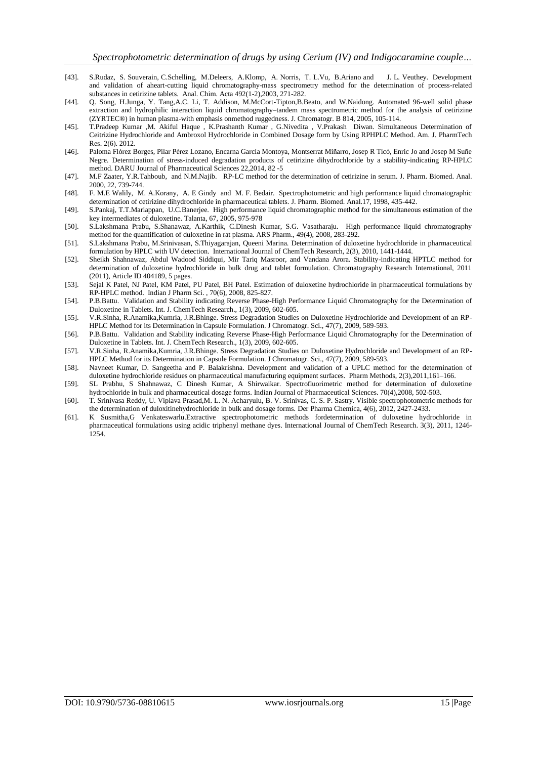[43]. S.Rudaz, S. Souverain, C.Schelling, M.Deleers, A.Klomp, A. Norris, T. L.Vu, B.Ariano and J. L. Veuthey. Development and validation of aheart-cutting liquid chromatography-mass spectrometry method for the determination of process-related substances in cetirizine tablets. Anal. Chim. Acta 492(1-2),2003, 271-282.

[44]. Q. Song, H.Junga, Y. Tang,A.C. Li, T. Addison, M.McCort-Tipton,B.Beato, and W.Naidong. Automated 96-well solid phase extraction and hydrophilic interaction liquid chromatography–tandem mass spectrometric method for the analysis of cetirizine (ZYRTEC®) in human plasma-with emphasis onmethod ruggedness. J. Chromatogr. B 814, 2005, 105-114.

[45]. T.Pradeep Kumar ,M. Akiful Haque , K.Prashanth Kumar , G.Nivedita , V.Prakash Diwan. Simultaneous Determination of Ceitrizine Hydrochloride and Ambroxol Hydrochloride in Combined Dosage form by Using RPHPLC Method. Am. J. PharmTech Res. 2(6). 2012.

[46]. Paloma Flórez Borges, Pilar Pérez Lozano, Encarna García Montoya, Montserrat Miñarro, Josep R Ticó, Enric Jo and Josep M Suñe Negre. Determination of stress-induced degradation products of cetirizine dihydrochloride by a stability-indicating RP-HPLC method. DARU Journal of Pharmaceutical Sciences 22,2014, 82 -5

[47]. M.F Zaater, Y.R.Tahboub, and N.M.Najib. RP-LC method for the determination of cetirizine in serum. J. Pharm. Biomed. Anal. 2000, 22, 739-744.

[48]. F. M.E Walily, M. A.Korany, A. E Gindy and M. F. Bedair. Spectrophotometric and high performance liquid chromatographic determination of cetirizine dihydrochloride in pharmaceutical tablets. J. Pharm. Biomed. Anal.17, 1998, 435-442.

[49]. S.Pankaj, T.T.Mariappan, U.C.Banerjee. High performance liquid chromatographic method for the simultaneous estimation of the key intermediates of duloxetine. Talanta, 67, 2005, 975-978

[50]. S.Lakshmana Prabu, S.Shanawaz, A.Karthik, C.Dinesh Kumar, S.G. Vasatharaju. High performance liquid chromatography method for the quantification of duloxetine in rat plasma. ARS Pharm., 49(4), 2008, 283-292.

[51]. S.Lakshmana Prabu, M.Srinivasan, S.Thiyagarajan, Queeni Marina. Determination of duloxetine hydrochloride in pharmaceutical formulation by HPLC with UV detection. International Journal of ChemTech Research, 2(3), 2010, 1441-1444.

[52]. Sheikh Shahnawaz, Abdul Wadood Siddiqui, Mir Tariq Masroor, and Vandana Arora. Stability-indicating HPTLC method for determination of duloxetine hydrochloride in bulk drug and tablet formulation. Chromatography Research International, 2011 (2011), Article ID 404189, 5 pages.

[53]. Sejal K Patel, NJ Patel, KM Patel, PU Patel, BH Patel. Estimation of duloxetine hydrochloride in pharmaceutical formulations by RP-HPLC method. Indian J Pharm Sci. , 70(6), 2008, 825-827.

[54]. P.B.Battu. Validation and Stability indicating Reverse Phase-High Performance Liquid Chromatography for the Determination of Duloxetine in Tablets. Int. J. ChemTech Research., 1(3), 2009, 602-605.

[55]. V.R.Sinha, R.Anamika,Kumria, J.R.Bhinge. Stress Degradation Studies on Duloxetine Hydrochloride and Development of an RP-HPLC Method for its Determination in Capsule Formulation. J Chromatogr. Sci., 47(7), 2009, 589-593.

[56]. P.B.Battu. Validation and Stability indicating Reverse Phase-High Performance Liquid Chromatography for the Determination of Duloxetine in Tablets. Int. J. ChemTech Research., 1(3), 2009, 602-605.

[57]. V.R.Sinha, R.Anamika,Kumria, J.R.Bhinge. Stress Degradation Studies on Duloxetine Hydrochloride and Development of an RP-HPLC Method for its Determination in Capsule Formulation. J Chromatogr. Sci., 47(7), 2009, 589-593.

[58]. Navneet Kumar, D. Sangeetha and P. Balakrishna. Development and validation of a UPLC method for the determination of duloxetine hydrochloride residues on pharmaceutical manufacturing equipment surfaces. Pharm Methods, 2(3),2011,161–166.

[59]. SL Prabhu, S Shahnawaz, C Dinesh Kumar, A Shirwaikar. Spectrofluorimetric method for determination of duloxetine hydrochloride in bulk and pharmaceutical dosage forms. Indian Journal of Pharmaceutical Sciences. 70(4),2008, 502-503.

[60]. T. Srinivasa Reddy, U. Viplava Prasad,M. L. N. Acharyulu, B. V. Srinivas, C. S. P. Sastry. Visible spectrophotometric methods for the determination of duloxitinehydrochloride in bulk and dosage forms. Der Pharma Chemica, 4(6), 2012, 2427-2433.

[61]. K Susmitha,G Venkateswarlu.Extractive spectrophotometric methods fordetermination of duloxetine hydrochloride in pharmaceutical formulations using acidic triphenyl methane dyes. International Journal of ChemTech Research. 3(3), 2011, 1246-1254.